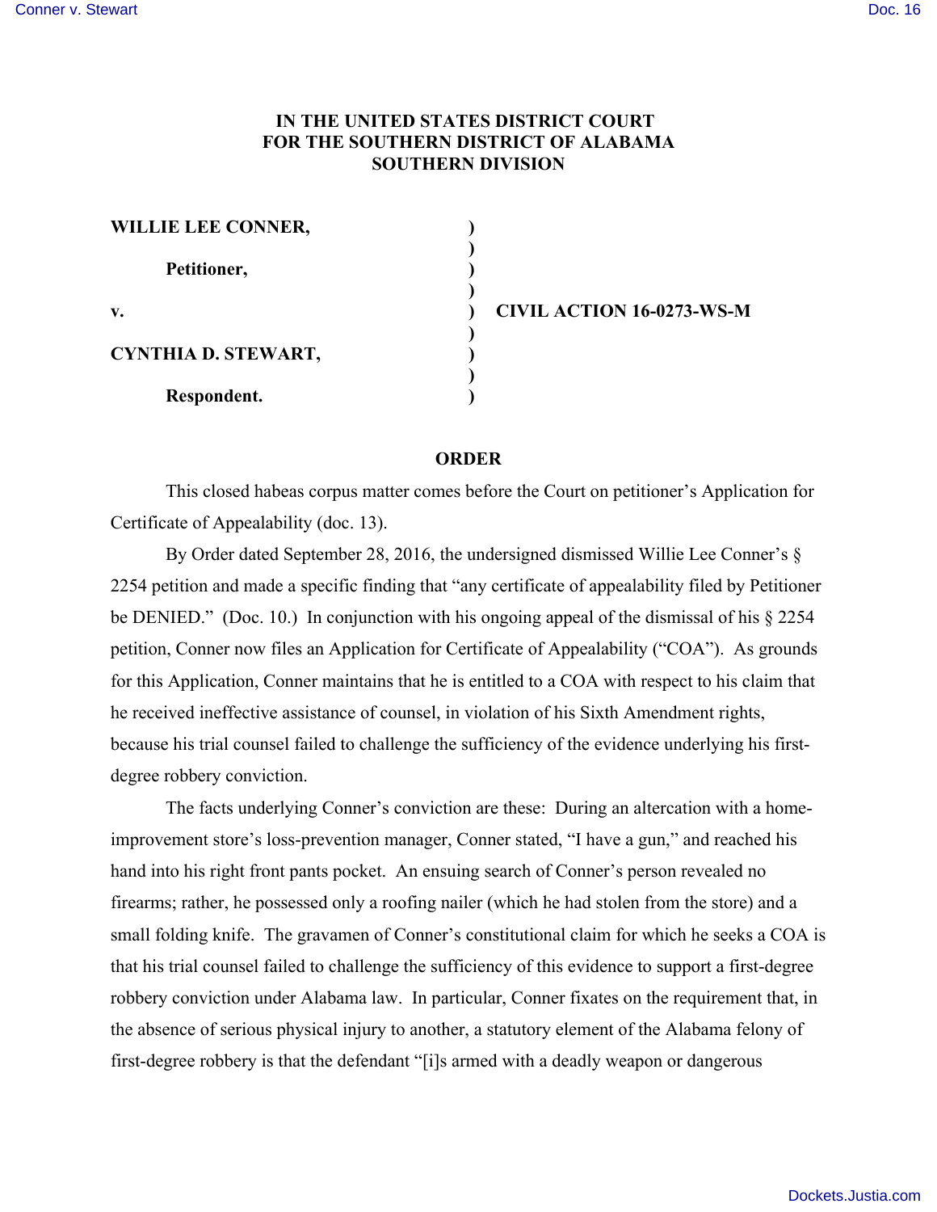**IN THE UNITED STATES DISTRICT COURT**
**FOR THE SOUTHERN DISTRICT OF ALABAMA**
**SOUTHERN DIVISION**

| | | |
|---|---|---|
| **WILLIE LEE CONNER,** | ) | |
| | ) | |
| **Petitioner,** | ) | |
| | ) | |
| **v.** | ) | **CIVIL ACTION 16-0273-WS-M** |
| | ) | |
| **CYNTHIA D. STEWART,** | ) | |
| | ) | |
| **Respondent.** | ) | |

## ORDER

This closed habeas corpus matter comes before the Court on petitioner's Application for Certificate of Appealability (doc. 13).

By Order dated September 28, 2016, the undersigned dismissed Willie Lee Conner's § 2254 petition and made a specific finding that "any certificate of appealability filed by Petitioner be DENIED." (Doc. 10.) In conjunction with his ongoing appeal of the dismissal of his § 2254 petition, Conner now files an Application for Certificate of Appealability ("COA"). As grounds for this Application, Conner maintains that he is entitled to a COA with respect to his claim that he received ineffective assistance of counsel, in violation of his Sixth Amendment rights, because his trial counsel failed to challenge the sufficiency of the evidence underlying his first-degree robbery conviction.

The facts underlying Conner's conviction are these: During an altercation with a home-improvement store's loss-prevention manager, Conner stated, "I have a gun," and reached his hand into his right front pants pocket. An ensuing search of Conner's person revealed no firearms; rather, he possessed only a roofing nailer (which he had stolen from the store) and a small folding knife. The gravamen of Conner's constitutional claim for which he seeks a COA is that his trial counsel failed to challenge the sufficiency of this evidence to support a first-degree robbery conviction under Alabama law. In particular, Conner fixates on the requirement that, in the absence of serious physical injury to another, a statutory element of the Alabama felony of first-degree robbery is that the defendant "[i]s armed with a deadly weapon or dangerous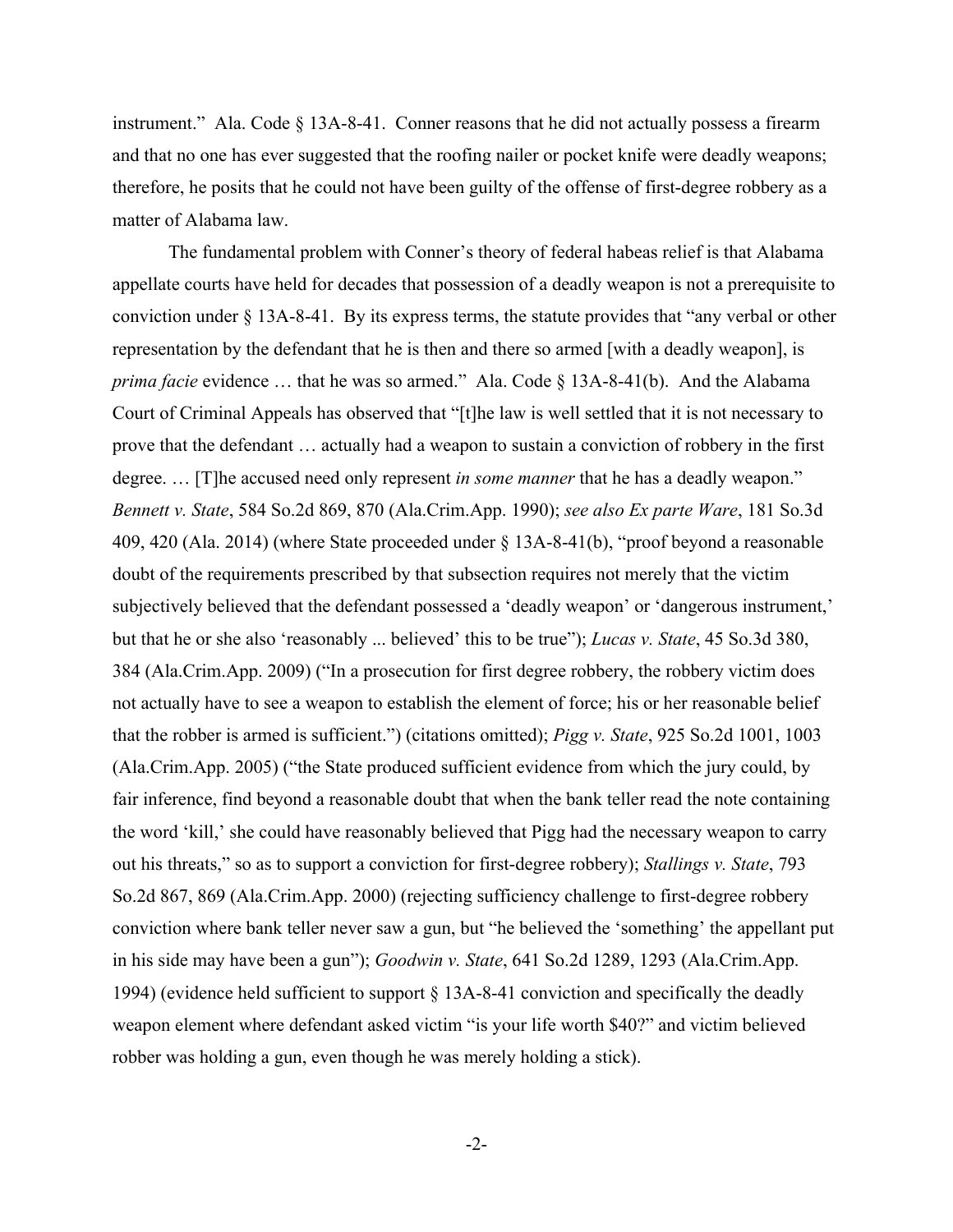instrument." Ala. Code § 13A-8-41. Conner reasons that he did not actually possess a firearm and that no one has ever suggested that the roofing nailer or pocket knife were deadly weapons; therefore, he posits that he could not have been guilty of the offense of first-degree robbery as a matter of Alabama law.

The fundamental problem with Conner's theory of federal habeas relief is that Alabama appellate courts have held for decades that possession of a deadly weapon is not a prerequisite to conviction under § 13A-8-41. By its express terms, the statute provides that "any verbal or other representation by the defendant that he is then and there so armed [with a deadly weapon], is *prima facie* evidence … that he was so armed." Ala. Code § 13A-8-41(b). And the Alabama Court of Criminal Appeals has observed that "[t]he law is well settled that it is not necessary to prove that the defendant … actually had a weapon to sustain a conviction of robbery in the first degree. … [T]he accused need only represent *in some manner* that he has a deadly weapon." *Bennett v. State*, 584 So.2d 869, 870 (Ala.Crim.App. 1990); *see also Ex parte Ware*, 181 So.3d 409, 420 (Ala. 2014) (where State proceeded under § 13A-8-41(b), "proof beyond a reasonable doubt of the requirements prescribed by that subsection requires not merely that the victim subjectively believed that the defendant possessed a 'deadly weapon' or 'dangerous instrument,' but that he or she also 'reasonably ... believed' this to be true"); *Lucas v. State*, 45 So.3d 380, 384 (Ala.Crim.App. 2009) ("In a prosecution for first degree robbery, the robbery victim does not actually have to see a weapon to establish the element of force; his or her reasonable belief that the robber is armed is sufficient.") (citations omitted); *Pigg v. State*, 925 So.2d 1001, 1003 (Ala.Crim.App. 2005) ("the State produced sufficient evidence from which the jury could, by fair inference, find beyond a reasonable doubt that when the bank teller read the note containing the word 'kill,' she could have reasonably believed that Pigg had the necessary weapon to carry out his threats," so as to support a conviction for first-degree robbery); *Stallings v. State*, 793 So.2d 867, 869 (Ala.Crim.App. 2000) (rejecting sufficiency challenge to first-degree robbery conviction where bank teller never saw a gun, but "he believed the 'something' the appellant put in his side may have been a gun"); *Goodwin v. State*, 641 So.2d 1289, 1293 (Ala.Crim.App. 1994) (evidence held sufficient to support § 13A-8-41 conviction and specifically the deadly weapon element where defendant asked victim "is your life worth $40?" and victim believed robber was holding a gun, even though he was merely holding a stick).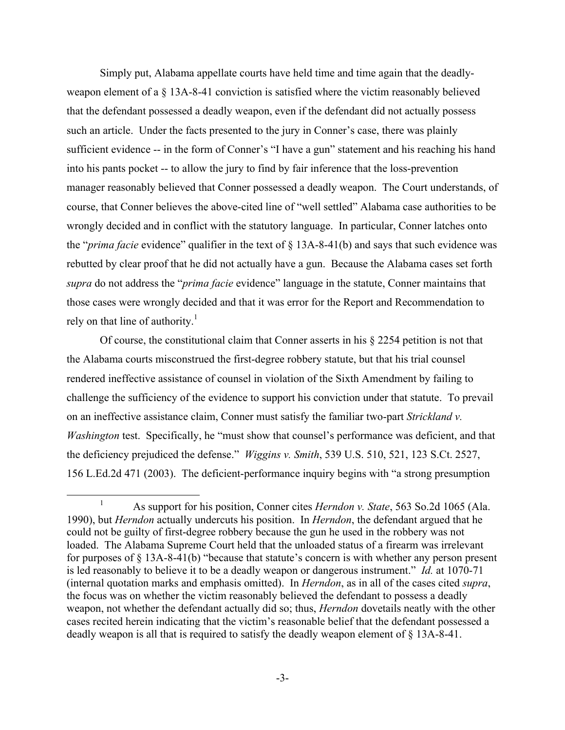Simply put, Alabama appellate courts have held time and time again that the deadly-weapon element of a § 13A-8-41 conviction is satisfied where the victim reasonably believed that the defendant possessed a deadly weapon, even if the defendant did not actually possess such an article. Under the facts presented to the jury in Conner's case, there was plainly sufficient evidence -- in the form of Conner's "I have a gun" statement and his reaching his hand into his pants pocket -- to allow the jury to find by fair inference that the loss-prevention manager reasonably believed that Conner possessed a deadly weapon. The Court understands, of course, that Conner believes the above-cited line of "well settled" Alabama case authorities to be wrongly decided and in conflict with the statutory language. In particular, Conner latches onto the "*prima facie* evidence" qualifier in the text of § 13A-8-41(b) and says that such evidence was rebutted by clear proof that he did not actually have a gun. Because the Alabama cases set forth *supra* do not address the "*prima facie* evidence" language in the statute, Conner maintains that those cases were wrongly decided and that it was error for the Report and Recommendation to rely on that line of authority.[1]

Of course, the constitutional claim that Conner asserts in his § 2254 petition is not that the Alabama courts misconstrued the first-degree robbery statute, but that his trial counsel rendered ineffective assistance of counsel in violation of the Sixth Amendment by failing to challenge the sufficiency of the evidence to support his conviction under that statute. To prevail on an ineffective assistance claim, Conner must satisfy the familiar two-part *Strickland v. Washington* test. Specifically, he "must show that counsel's performance was deficient, and that the deficiency prejudiced the defense." *Wiggins v. Smith*, 539 U.S. 510, 521, 123 S.Ct. 2527, 156 L.Ed.2d 471 (2003). The deficient-performance inquiry begins with "a strong presumption

---

[1] As support for his position, Conner cites *Herndon v. State*, 563 So.2d 1065 (Ala. 1990), but *Herndon* actually undercuts his position. In *Herndon*, the defendant argued that he could not be guilty of first-degree robbery because the gun he used in the robbery was not loaded. The Alabama Supreme Court held that the unloaded status of a firearm was irrelevant for purposes of § 13A-8-41(b) "because that statute's concern is with whether any person present is led reasonably to believe it to be a deadly weapon or dangerous instrument." *Id.* at 1070-71 (internal quotation marks and emphasis omitted). In *Herndon*, as in all of the cases cited *supra*, the focus was on whether the victim reasonably believed the defendant to possess a deadly weapon, not whether the defendant actually did so; thus, *Herndon* dovetails neatly with the other cases recited herein indicating that the victim's reasonable belief that the defendant possessed a deadly weapon is all that is required to satisfy the deadly weapon element of § 13A-8-41.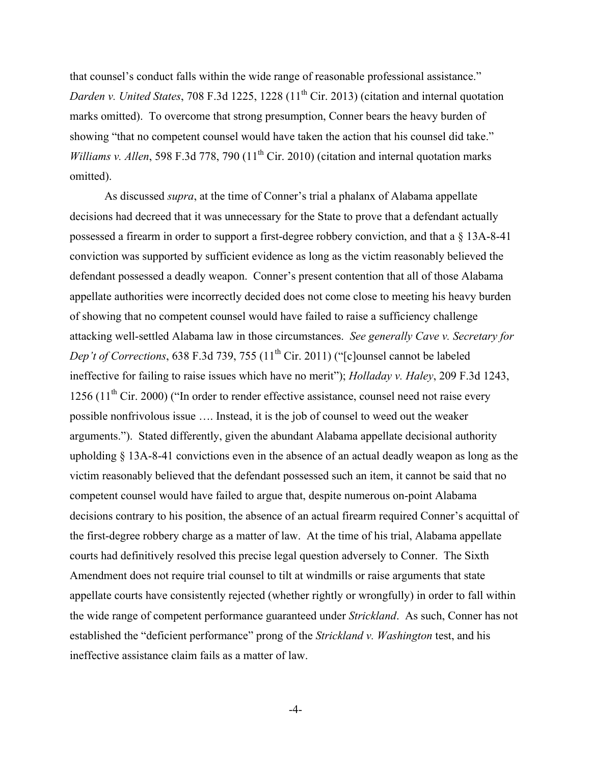that counsel's conduct falls within the wide range of reasonable professional assistance." *Darden v. United States*, 708 F.3d 1225, 1228 (11th Cir. 2013) (citation and internal quotation marks omitted). To overcome that strong presumption, Conner bears the heavy burden of showing "that no competent counsel would have taken the action that his counsel did take." *Williams v. Allen*, 598 F.3d 778, 790 (11th Cir. 2010) (citation and internal quotation marks omitted).

As discussed *supra*, at the time of Conner's trial a phalanx of Alabama appellate decisions had decreed that it was unnecessary for the State to prove that a defendant actually possessed a firearm in order to support a first-degree robbery conviction, and that a § 13A-8-41 conviction was supported by sufficient evidence as long as the victim reasonably believed the defendant possessed a deadly weapon. Conner's present contention that all of those Alabama appellate authorities were incorrectly decided does not come close to meeting his heavy burden of showing that no competent counsel would have failed to raise a sufficiency challenge attacking well-settled Alabama law in those circumstances. *See generally Cave v. Secretary for Dep't of Corrections*, 638 F.3d 739, 755 (11th Cir. 2011) ("[c]ounsel cannot be labeled ineffective for failing to raise issues which have no merit"); *Holladay v. Haley*, 209 F.3d 1243, 1256 (11th Cir. 2000) ("In order to render effective assistance, counsel need not raise every possible nonfrivolous issue …. Instead, it is the job of counsel to weed out the weaker arguments."). Stated differently, given the abundant Alabama appellate decisional authority upholding § 13A-8-41 convictions even in the absence of an actual deadly weapon as long as the victim reasonably believed that the defendant possessed such an item, it cannot be said that no competent counsel would have failed to argue that, despite numerous on-point Alabama decisions contrary to his position, the absence of an actual firearm required Conner's acquittal of the first-degree robbery charge as a matter of law. At the time of his trial, Alabama appellate courts had definitively resolved this precise legal question adversely to Conner. The Sixth Amendment does not require trial counsel to tilt at windmills or raise arguments that state appellate courts have consistently rejected (whether rightly or wrongfully) in order to fall within the wide range of competent performance guaranteed under *Strickland*. As such, Conner has not established the "deficient performance" prong of the *Strickland v. Washington* test, and his ineffective assistance claim fails as a matter of law.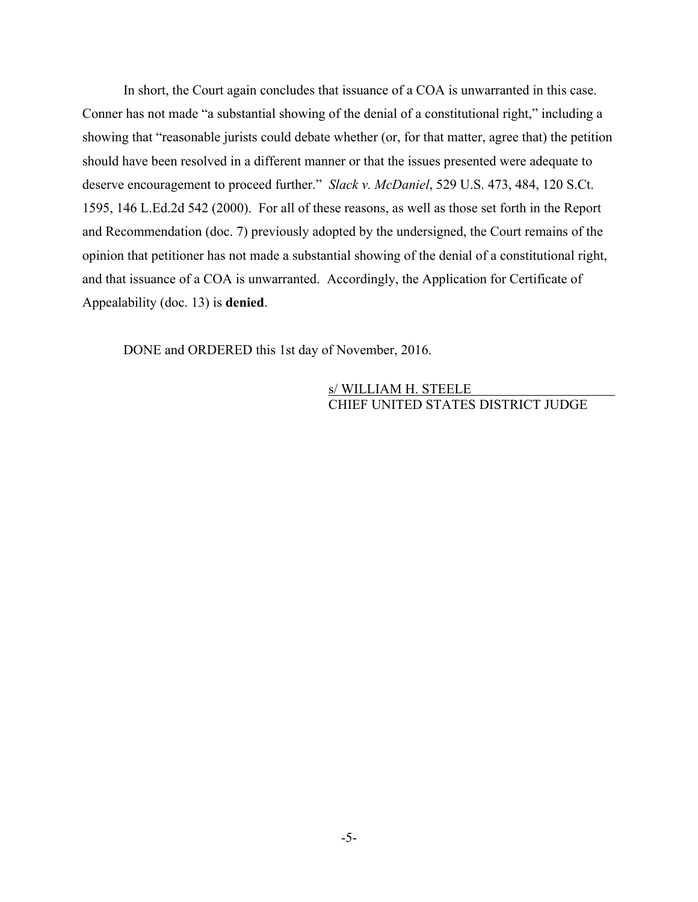In short, the Court again concludes that issuance of a COA is unwarranted in this case. Conner has not made "a substantial showing of the denial of a constitutional right," including a showing that "reasonable jurists could debate whether (or, for that matter, agree that) the petition should have been resolved in a different manner or that the issues presented were adequate to deserve encouragement to proceed further." *Slack v. McDaniel*, 529 U.S. 473, 484, 120 S.Ct. 1595, 146 L.Ed.2d 542 (2000). For all of these reasons, as well as those set forth in the Report and Recommendation (doc. 7) previously adopted by the undersigned, the Court remains of the opinion that petitioner has not made a substantial showing of the denial of a constitutional right, and that issuance of a COA is unwarranted. Accordingly, the Application for Certificate of Appealability (doc. 13) is **denied**.

DONE and ORDERED this 1st day of November, 2016.

s/ WILLIAM H. STEELE
CHIEF UNITED STATES DISTRICT JUDGE